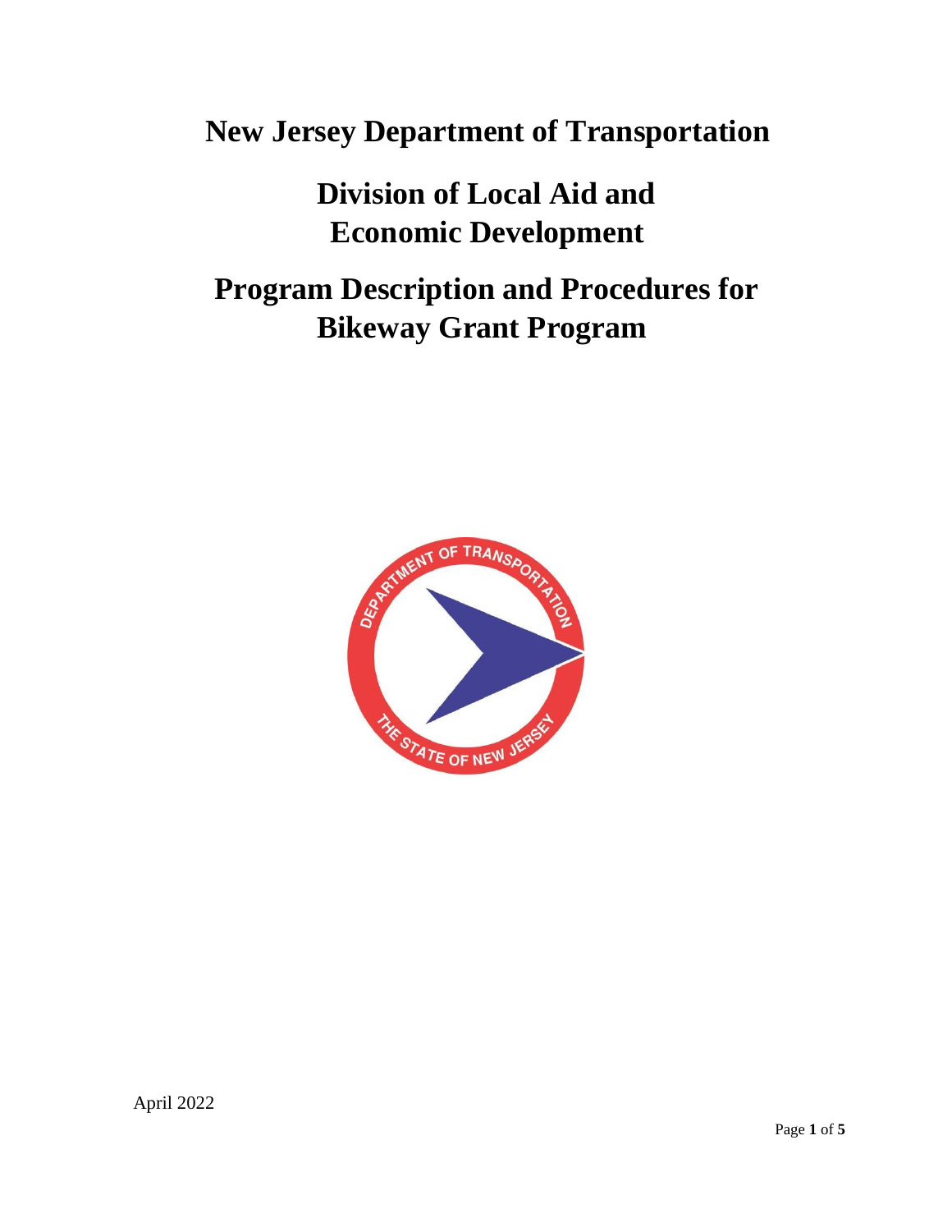# New Jersey Department of Transportation

## Division of Local Aid and Economic Development

## Program Description and Procedures for Bikeway Grant Program

April 2022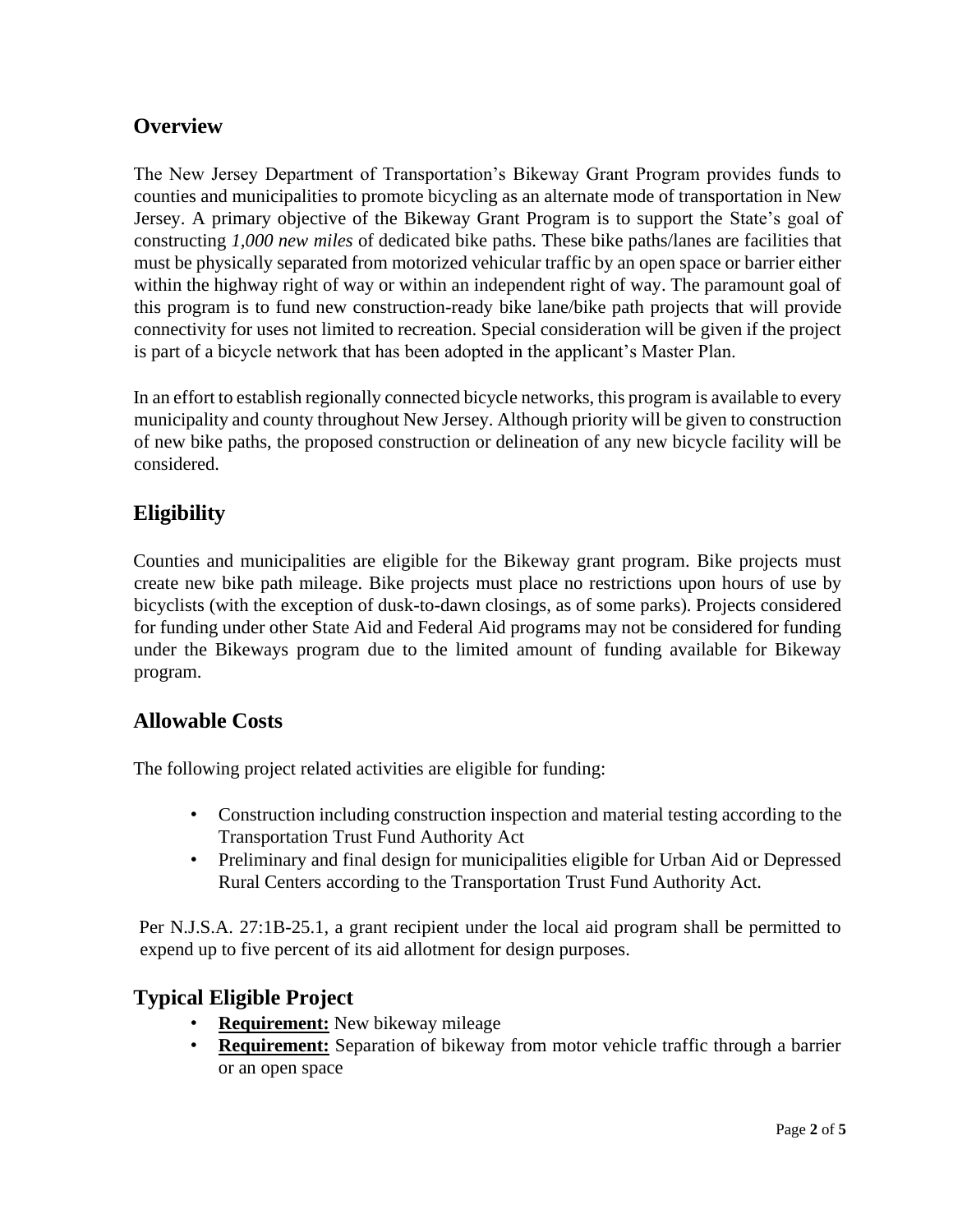## Overview

The New Jersey Department of Transportation's Bikeway Grant Program provides funds to counties and municipalities to promote bicycling as an alternate mode of transportation in New Jersey. A primary objective of the Bikeway Grant Program is to support the State's goal of constructing *1,000 new miles* of dedicated bike paths. These bike paths/lanes are facilities that must be physically separated from motorized vehicular traffic by an open space or barrier either within the highway right of way or within an independent right of way. The paramount goal of this program is to fund new construction-ready bike lane/bike path projects that will provide connectivity for uses not limited to recreation. Special consideration will be given if the project is part of a bicycle network that has been adopted in the applicant's Master Plan.

In an effort to establish regionally connected bicycle networks, this program is available to every municipality and county throughout New Jersey. Although priority will be given to construction of new bike paths, the proposed construction or delineation of any new bicycle facility will be considered.

## Eligibility

Counties and municipalities are eligible for the Bikeway grant program. Bike projects must create new bike path mileage. Bike projects must place no restrictions upon hours of use by bicyclists (with the exception of dusk-to-dawn closings, as of some parks). Projects considered for funding under other State Aid and Federal Aid programs may not be considered for funding under the Bikeways program due to the limited amount of funding available for Bikeway program.

## Allowable Costs

The following project related activities are eligible for funding:

- Construction including construction inspection and material testing according to the Transportation Trust Fund Authority Act
- Preliminary and final design for municipalities eligible for Urban Aid or Depressed Rural Centers according to the Transportation Trust Fund Authority Act.

Per N.J.S.A. 27:1B-25.1, a grant recipient under the local aid program shall be permitted to expend up to five percent of its aid allotment for design purposes.

## Typical Eligible Project

- **Requirement:** New bikeway mileage
- **Requirement:** Separation of bikeway from motor vehicle traffic through a barrier or an open space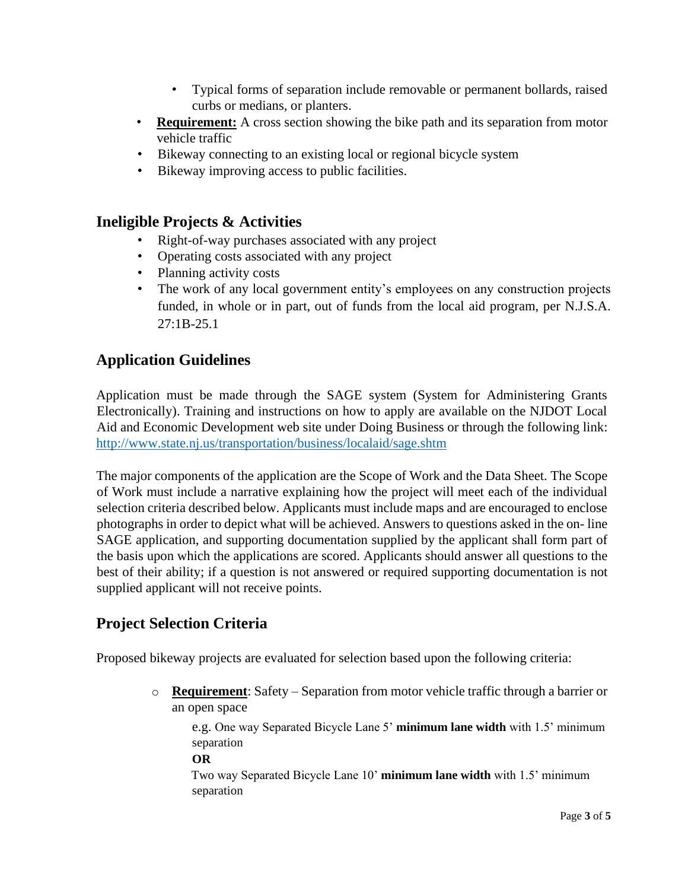- Typical forms of separation include removable or permanent bollards, raised curbs or medians, or planters.
- **Requirement:** A cross section showing the bike path and its separation from motor vehicle traffic
- Bikeway connecting to an existing local or regional bicycle system
- Bikeway improving access to public facilities.

## Ineligible Projects & Activities

- Right-of-way purchases associated with any project
- Operating costs associated with any project
- Planning activity costs
- The work of any local government entity's employees on any construction projects funded, in whole or in part, out of funds from the local aid program, per N.J.S.A. 27:1B-25.1

## Application Guidelines

Application must be made through the SAGE system (System for Administering Grants Electronically). Training and instructions on how to apply are available on the NJDOT Local Aid and Economic Development web site under Doing Business or through the following link: [http://www.state.nj.us/transportation/business/localaid/sage.shtm](http://www.state.nj.us/transportation/business/localaid/sage.shtm)

The major components of the application are the Scope of Work and the Data Sheet. The Scope of Work must include a narrative explaining how the project will meet each of the individual selection criteria described below. Applicants must include maps and are encouraged to enclose photographs in order to depict what will be achieved. Answers to questions asked in the on- line SAGE application, and supporting documentation supplied by the applicant shall form part of the basis upon which the applications are scored. Applicants should answer all questions to the best of their ability; if a question is not answered or required supporting documentation is not supplied applicant will not receive points.

## Project Selection Criteria

Proposed bikeway projects are evaluated for selection based upon the following criteria:

- **Requirement**: Safety – Separation from motor vehicle traffic through a barrier or an open space

  e.g. One way Separated Bicycle Lane 5' **minimum lane width** with 1.5' minimum separation

  **OR**

  Two way Separated Bicycle Lane 10' **minimum lane width** with 1.5' minimum separation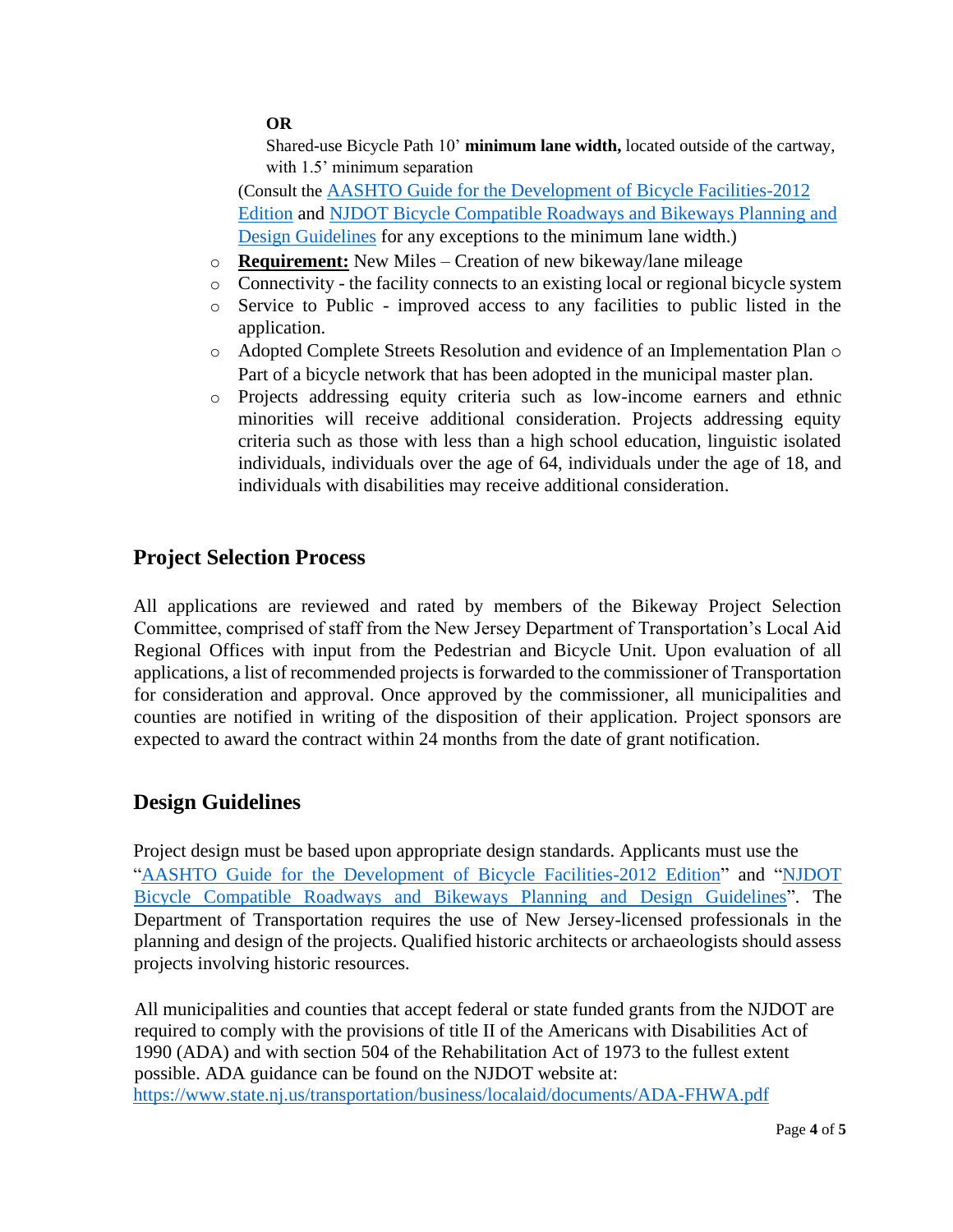**OR**

Shared-use Bicycle Path 10' **minimum lane width,** located outside of the cartway, with 1.5' minimum separation

(Consult the [AASHTO Guide for the Development of Bicycle Facilities-2012 Edition]() and [NJDOT Bicycle Compatible Roadways and Bikeways Planning and Design Guidelines]() for any exceptions to the minimum lane width.)

- **<u>Requirement:</u>** New Miles – Creation of new bikeway/lane mileage
- Connectivity - the facility connects to an existing local or regional bicycle system
- Service to Public - improved access to any facilities to public listed in the application.
- Adopted Complete Streets Resolution and evidence of an Implementation Plan
- Part of a bicycle network that has been adopted in the municipal master plan.
- Projects addressing equity criteria such as low-income earners and ethnic minorities will receive additional consideration. Projects addressing equity criteria such as those with less than a high school education, linguistic isolated individuals, individuals over the age of 64, individuals under the age of 18, and individuals with disabilities may receive additional consideration.

## Project Selection Process

All applications are reviewed and rated by members of the Bikeway Project Selection Committee, comprised of staff from the New Jersey Department of Transportation's Local Aid Regional Offices with input from the Pedestrian and Bicycle Unit. Upon evaluation of all applications, a list of recommended projects is forwarded to the commissioner of Transportation for consideration and approval. Once approved by the commissioner, all municipalities and counties are notified in writing of the disposition of their application. Project sponsors are expected to award the contract within 24 months from the date of grant notification.

## Design Guidelines

Project design must be based upon appropriate design standards. Applicants must use the "[AASHTO Guide for the Development of Bicycle Facilities-2012 Edition]()" and "[NJDOT Bicycle Compatible Roadways and Bikeways Planning and Design Guidelines]()". The Department of Transportation requires the use of New Jersey-licensed professionals in the planning and design of the projects. Qualified historic architects or archaeologists should assess projects involving historic resources.

All municipalities and counties that accept federal or state funded grants from the NJDOT are required to comply with the provisions of title II of the Americans with Disabilities Act of 1990 (ADA) and with section 504 of the Rehabilitation Act of 1973 to the fullest extent possible. ADA guidance can be found on the NJDOT website at: https://www.state.nj.us/transportation/business/localaid/documents/ADA-FHWA.pdf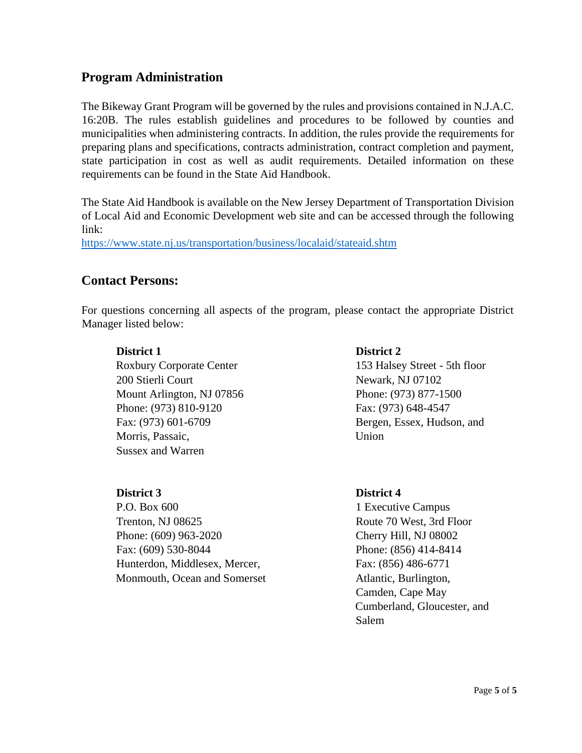## Program Administration

The Bikeway Grant Program will be governed by the rules and provisions contained in N.J.A.C. 16:20B. The rules establish guidelines and procedures to be followed by counties and municipalities when administering contracts. In addition, the rules provide the requirements for preparing plans and specifications, contracts administration, contract completion and payment, state participation in cost as well as audit requirements. Detailed information on these requirements can be found in the State Aid Handbook.

The State Aid Handbook is available on the New Jersey Department of Transportation Division of Local Aid and Economic Development web site and can be accessed through the following link:
https://www.state.nj.us/transportation/business/localaid/stateaid.shtm

## Contact Persons:

For questions concerning all aspects of the program, please contact the appropriate District Manager listed below:

**District 1**
Roxbury Corporate Center
200 Stierli Court
Mount Arlington, NJ 07856
Phone: (973) 810-9120
Fax: (973) 601-6709
Morris, Passaic,
Sussex and Warren

**District 2**
153 Halsey Street - 5th floor
Newark, NJ 07102
Phone: (973) 877-1500
Fax: (973) 648-4547
Bergen, Essex, Hudson, and
Union

**District 3**
P.O. Box 600
Trenton, NJ 08625
Phone: (609) 963-2020
Fax: (609) 530-8044
Hunterdon, Middlesex, Mercer,
Monmouth, Ocean and Somerset

**District 4**
1 Executive Campus
Route 70 West, 3rd Floor
Cherry Hill, NJ 08002
Phone: (856) 414-8414
Fax: (856) 486-6771
Atlantic, Burlington,
Camden, Cape May
Cumberland, Gloucester, and
Salem